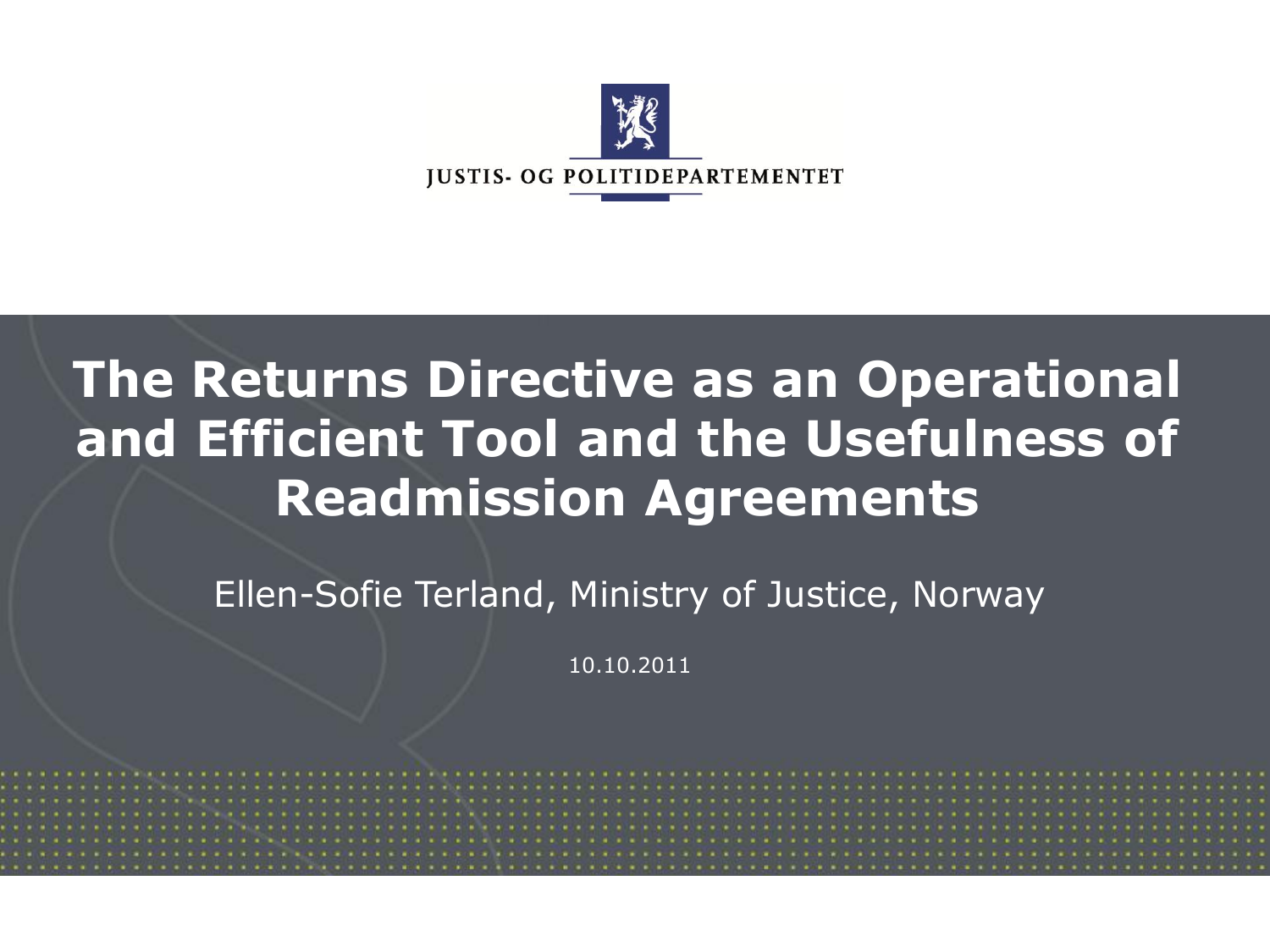JUSTIS- OG POLITIDEPARTEMENTET

# The Returns Directive as an Operational and Efficient Tool and the Usefulness of Readmission Agreements

Ellen-Sofie Terland, Ministry of Justice, Norway

10.10.2011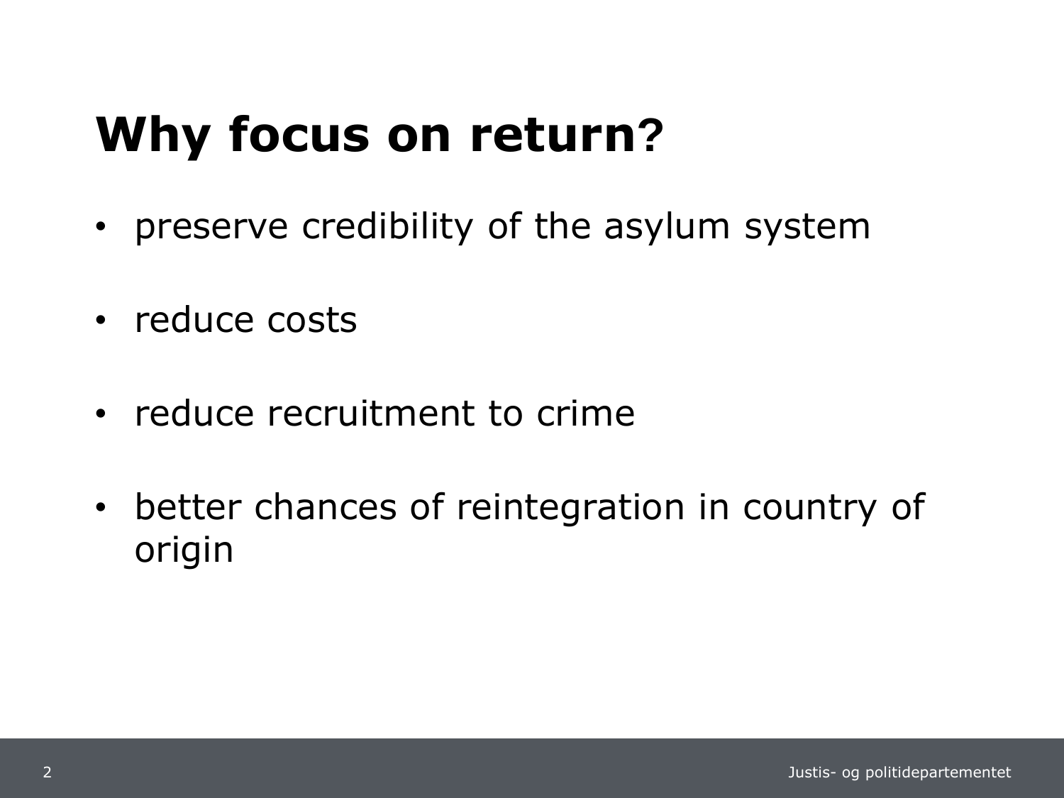# Why focus on return?

- preserve credibility of the asylum system
- reduce costs
- reduce recruitment to crime
- better chances of reintegration in country of origin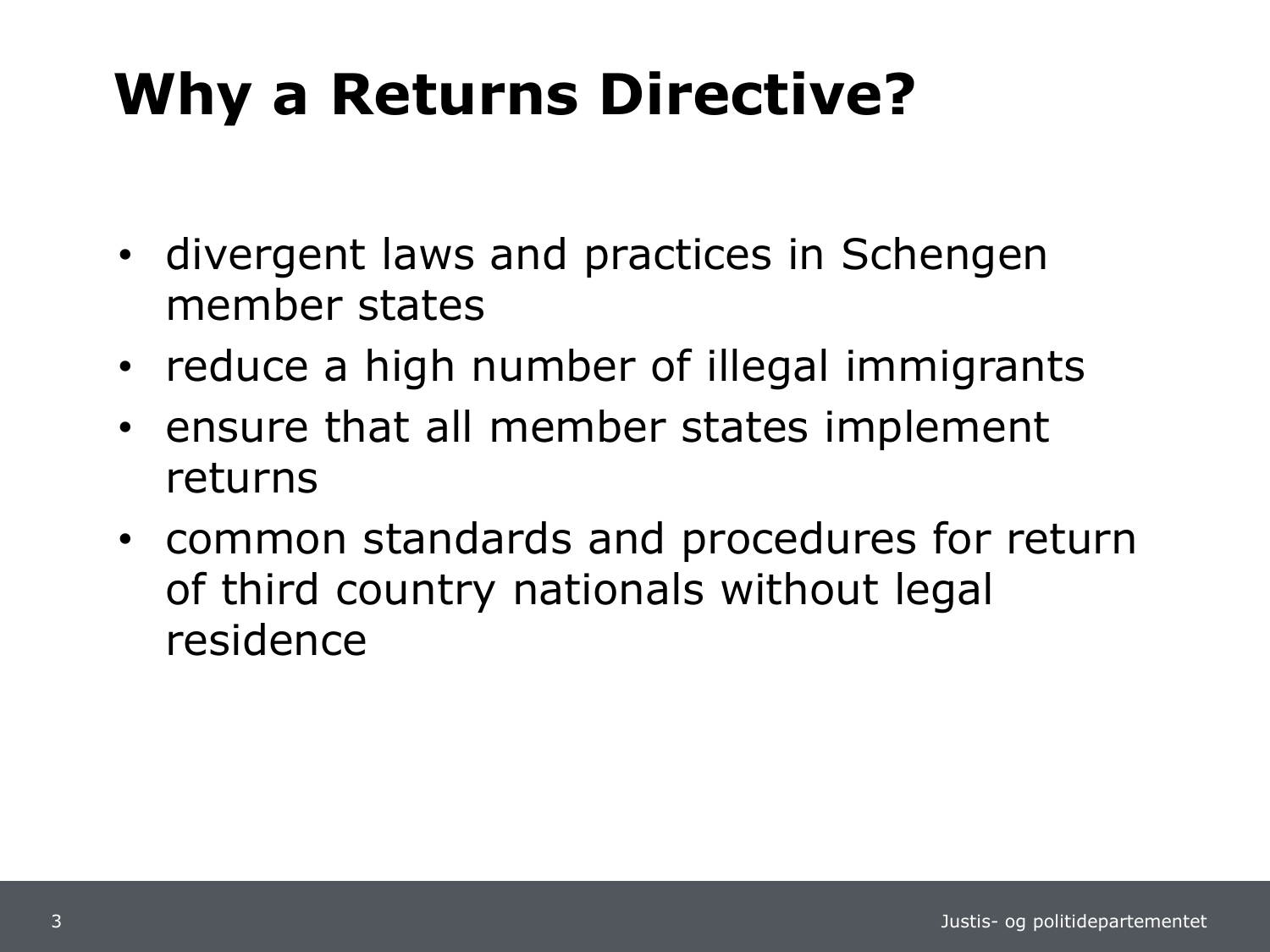# Why a Returns Directive?

- divergent laws and practices in Schengen member states
- reduce a high number of illegal immigrants
- ensure that all member states implement returns
- common standards and procedures for return of third country nationals without legal residence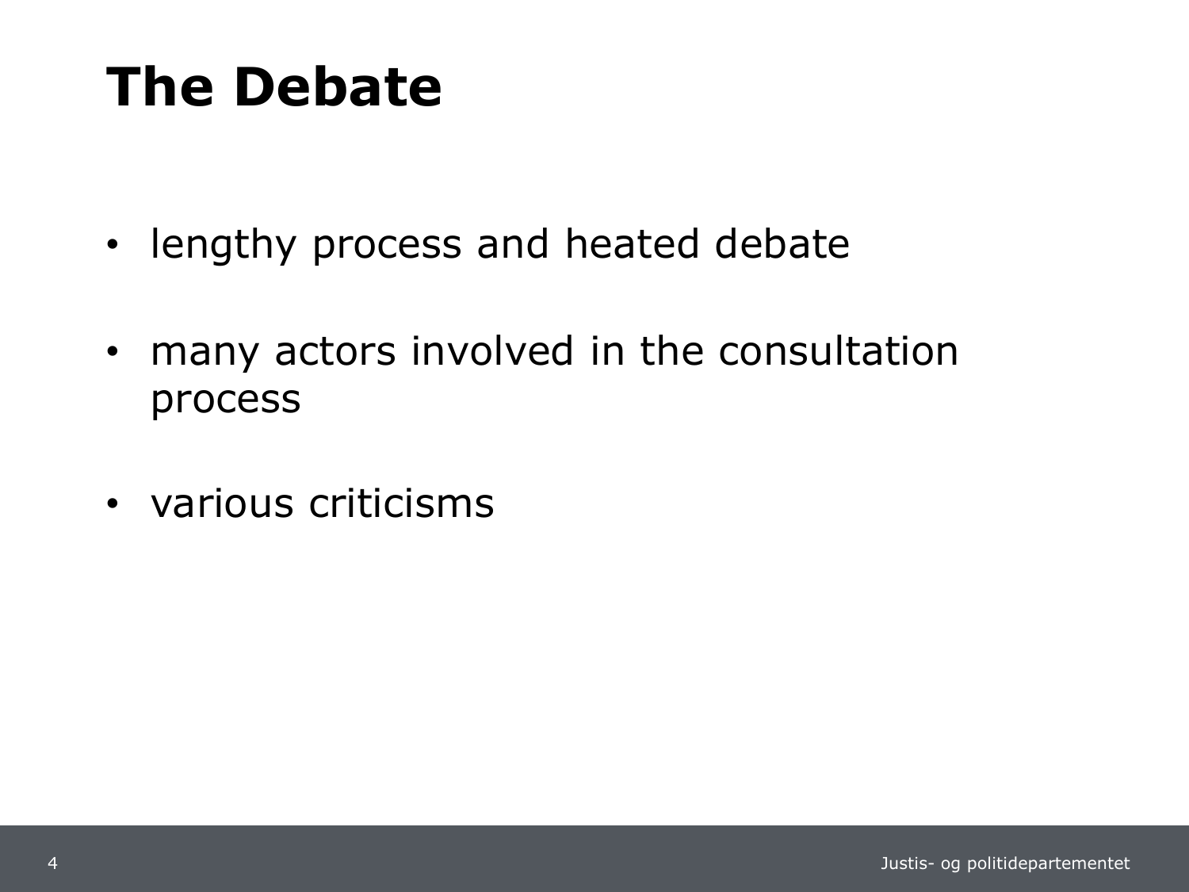# The Debate

- lengthy process and heated debate
- many actors involved in the consultation process
- various criticisms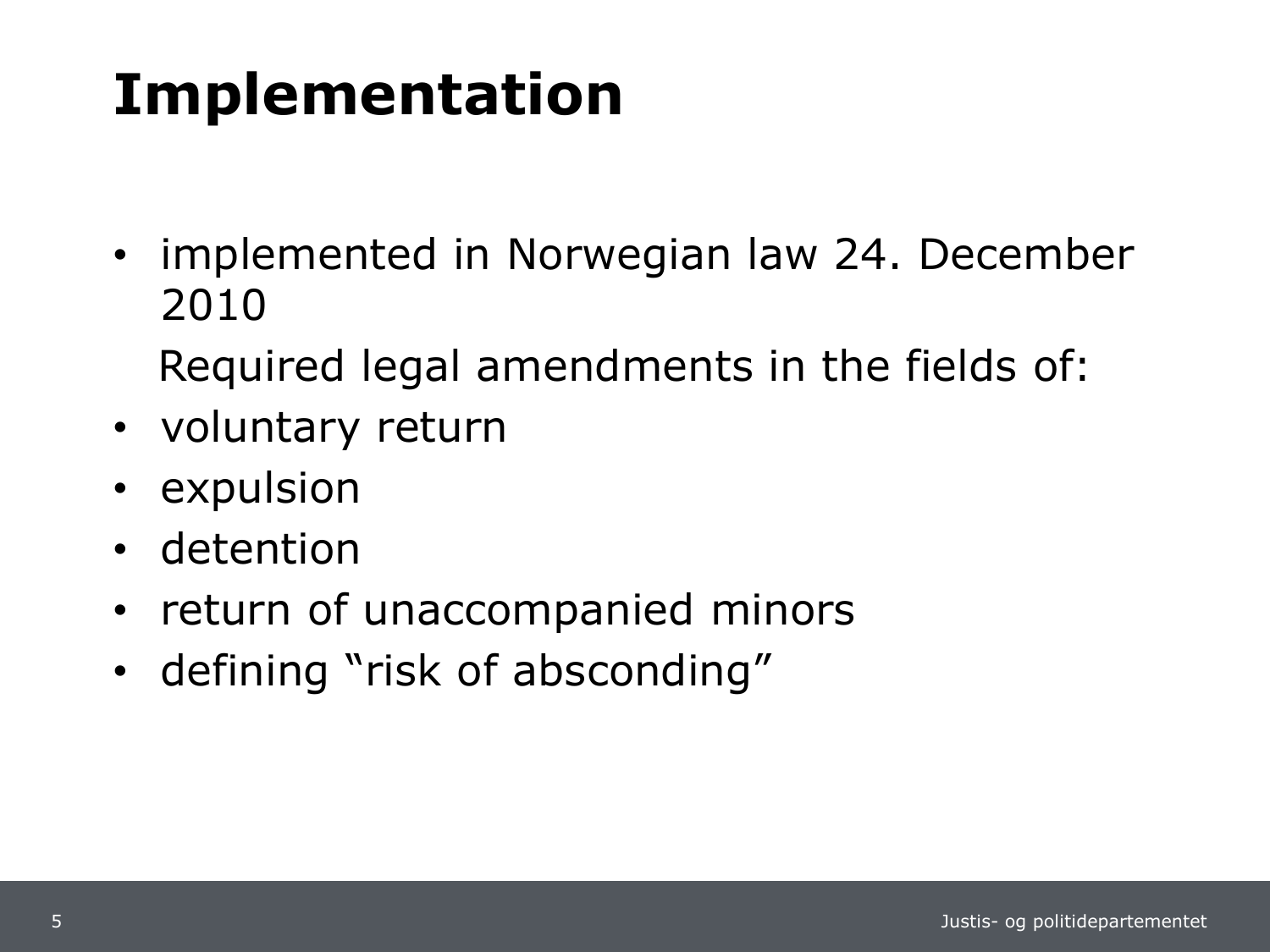# Implementation

- implemented in Norwegian law 24. December 2010

  Required legal amendments in the fields of:

- voluntary return
- expulsion
- detention
- return of unaccompanied minors
- defining “risk of absconding”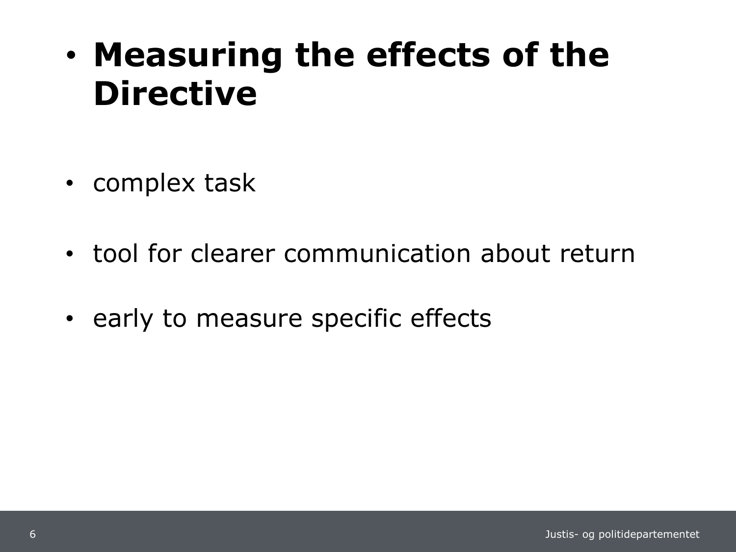# Measuring the effects of the Directive

- complex task
- tool for clearer communication about return
- early to measure specific effects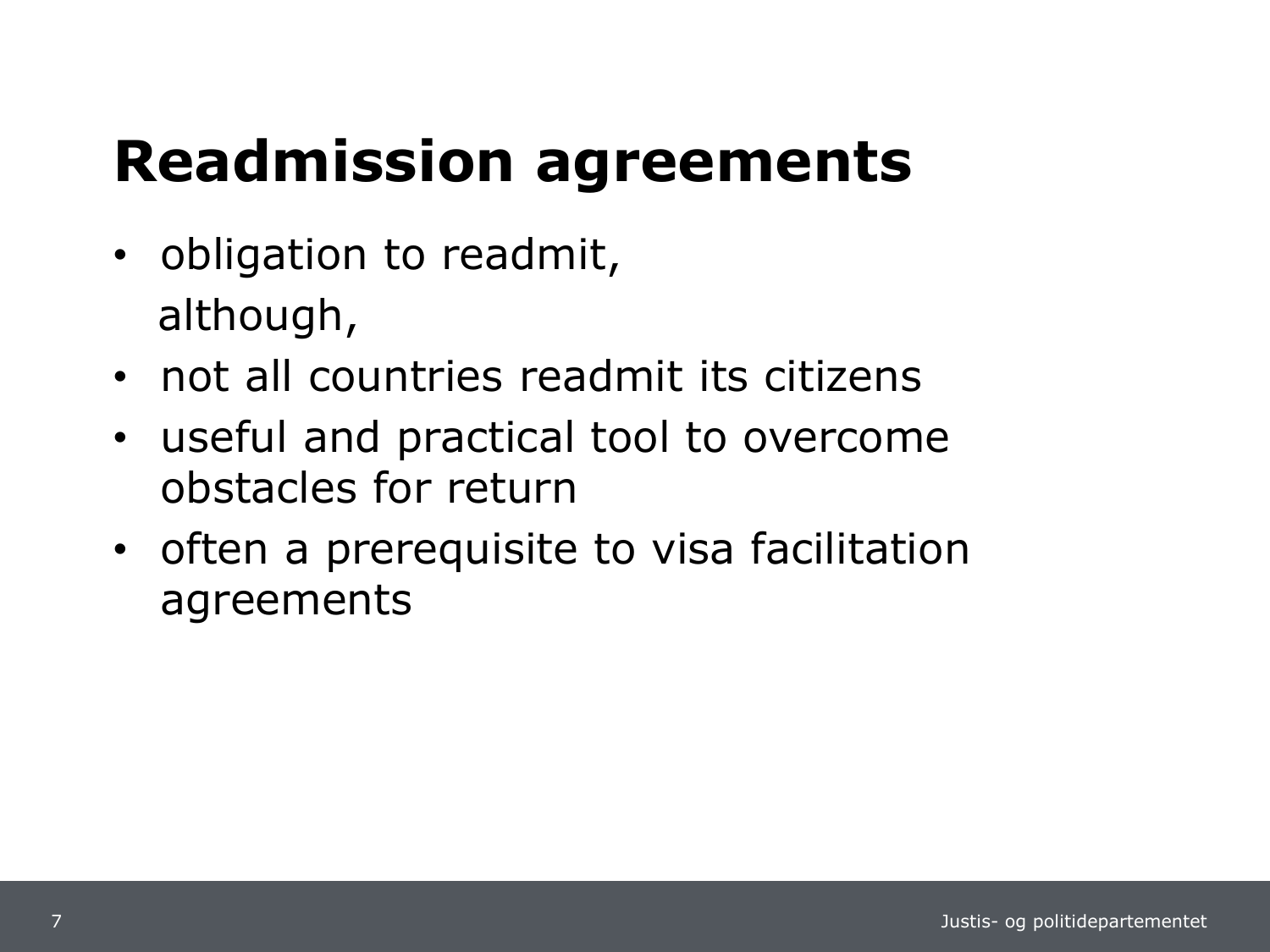# Readmission agreements

- obligation to readmit,
  although,
- not all countries readmit its citizens
- useful and practical tool to overcome obstacles for return
- often a prerequisite to visa facilitation agreements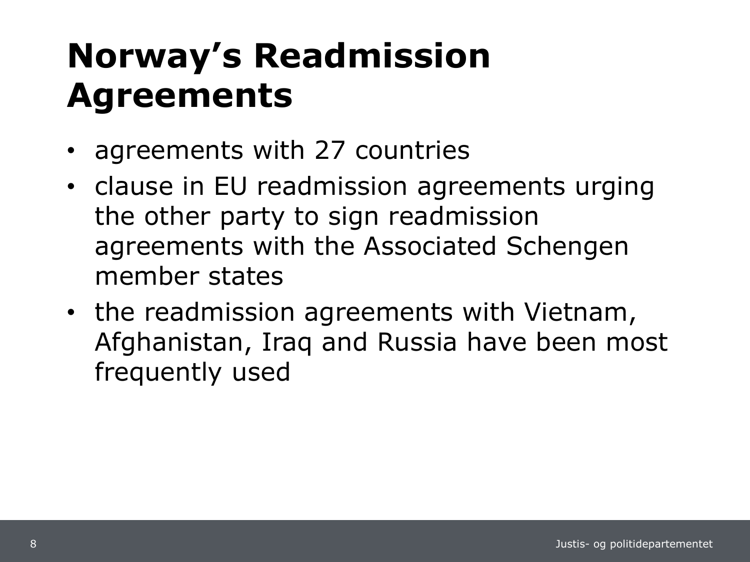# Norway's Readmission Agreements

- agreements with 27 countries
- clause in EU readmission agreements urging the other party to sign readmission agreements with the Associated Schengen member states
- the readmission agreements with Vietnam, Afghanistan, Iraq and Russia have been most frequently used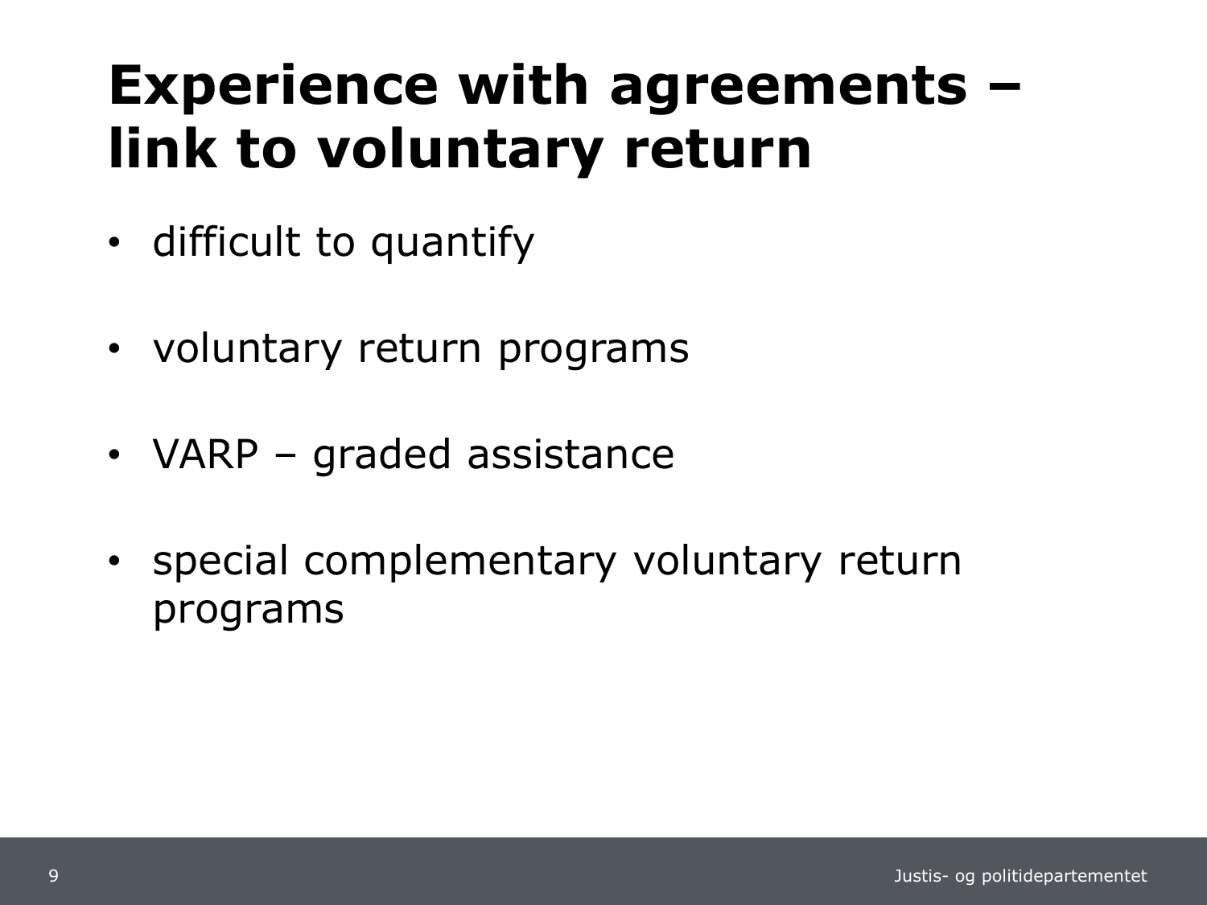# Experience with agreements – link to voluntary return

- difficult to quantify
- voluntary return programs
- VARP – graded assistance
- special complementary voluntary return programs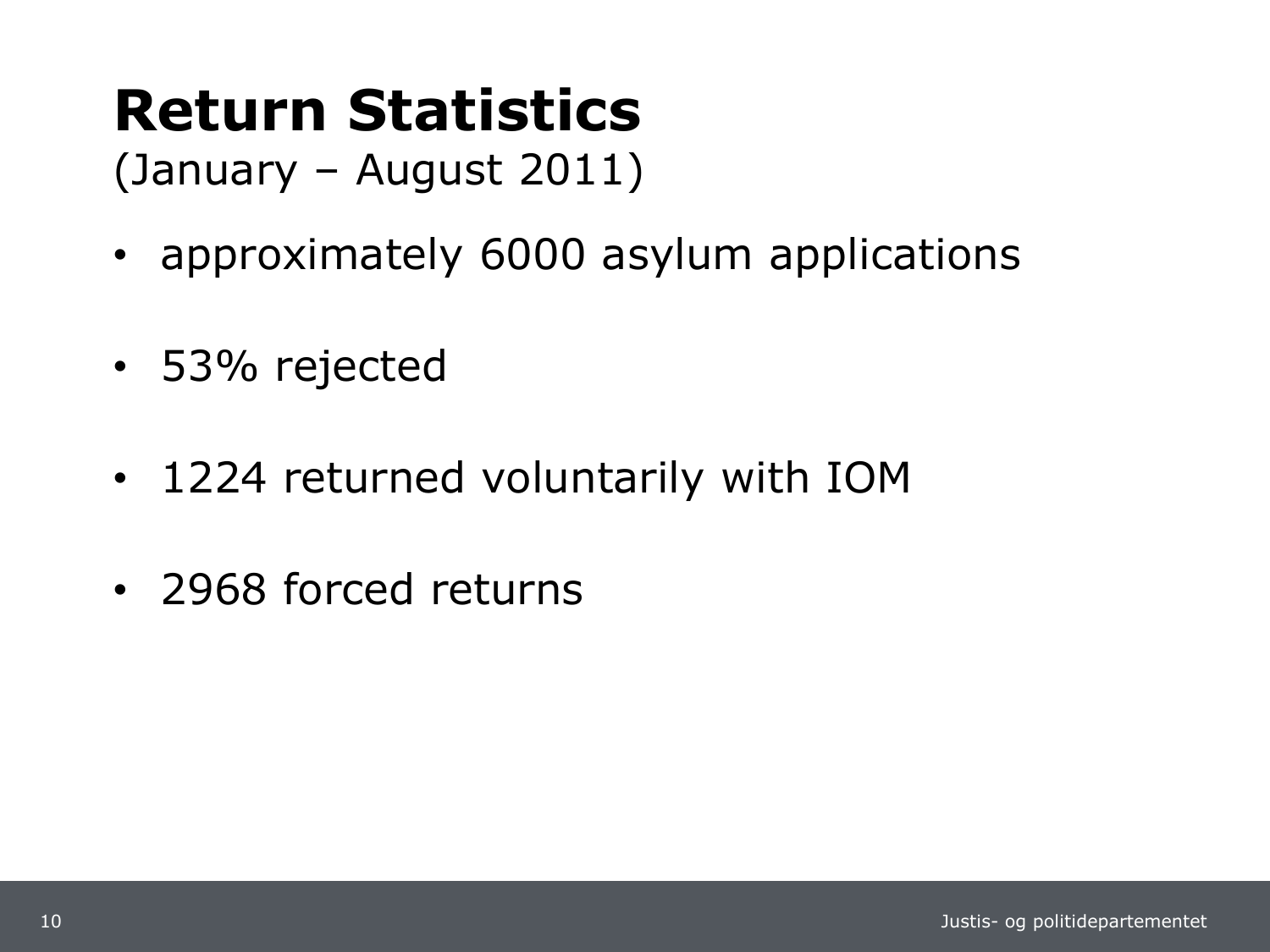# Return Statistics

(January – August 2011)

- approximately 6000 asylum applications
- 53% rejected
- 1224 returned voluntarily with IOM
- 2968 forced returns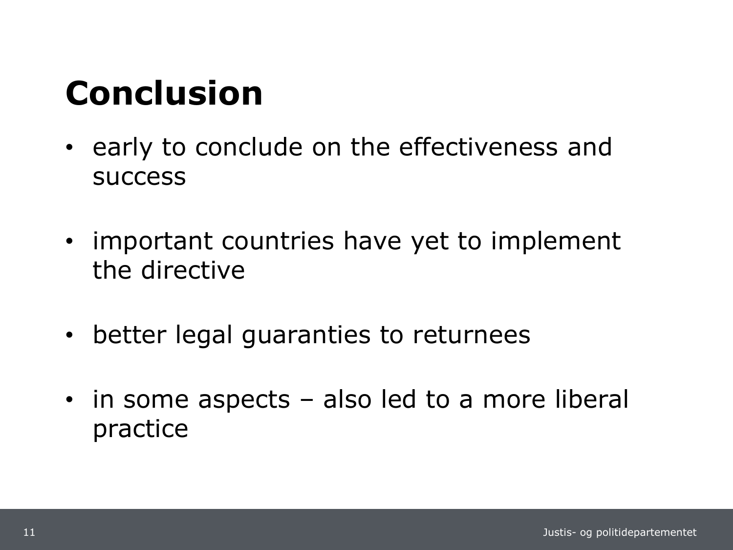# Conclusion

- early to conclude on the effectiveness and success
- important countries have yet to implement the directive
- better legal guaranties to returnees
- in some aspects – also led to a more liberal practice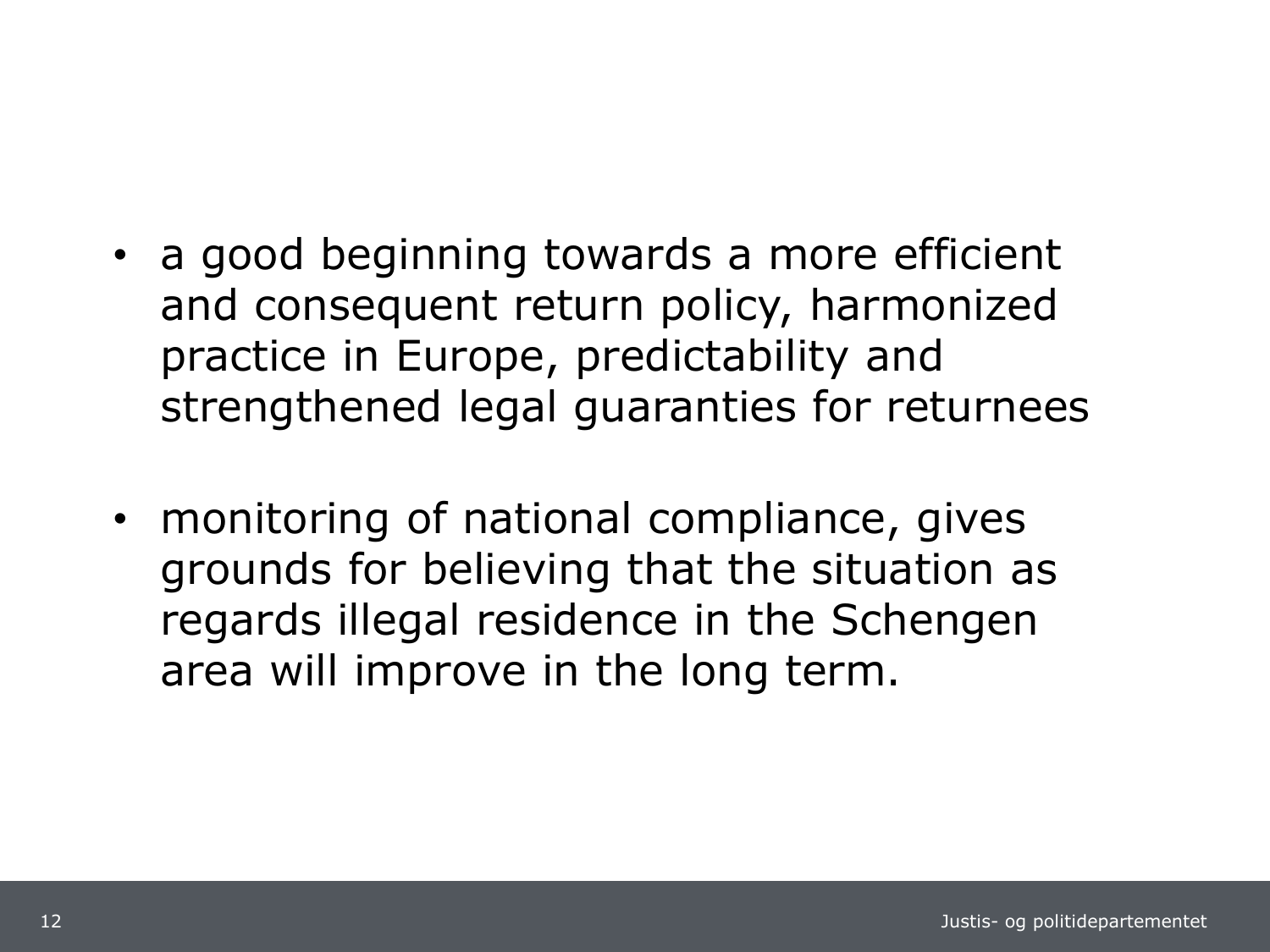- a good beginning towards a more efficient and consequent return policy, harmonized practice in Europe, predictability and strengthened legal guaranties for returnees

- monitoring of national compliance, gives grounds for believing that the situation as regards illegal residence in the Schengen area will improve in the long term.